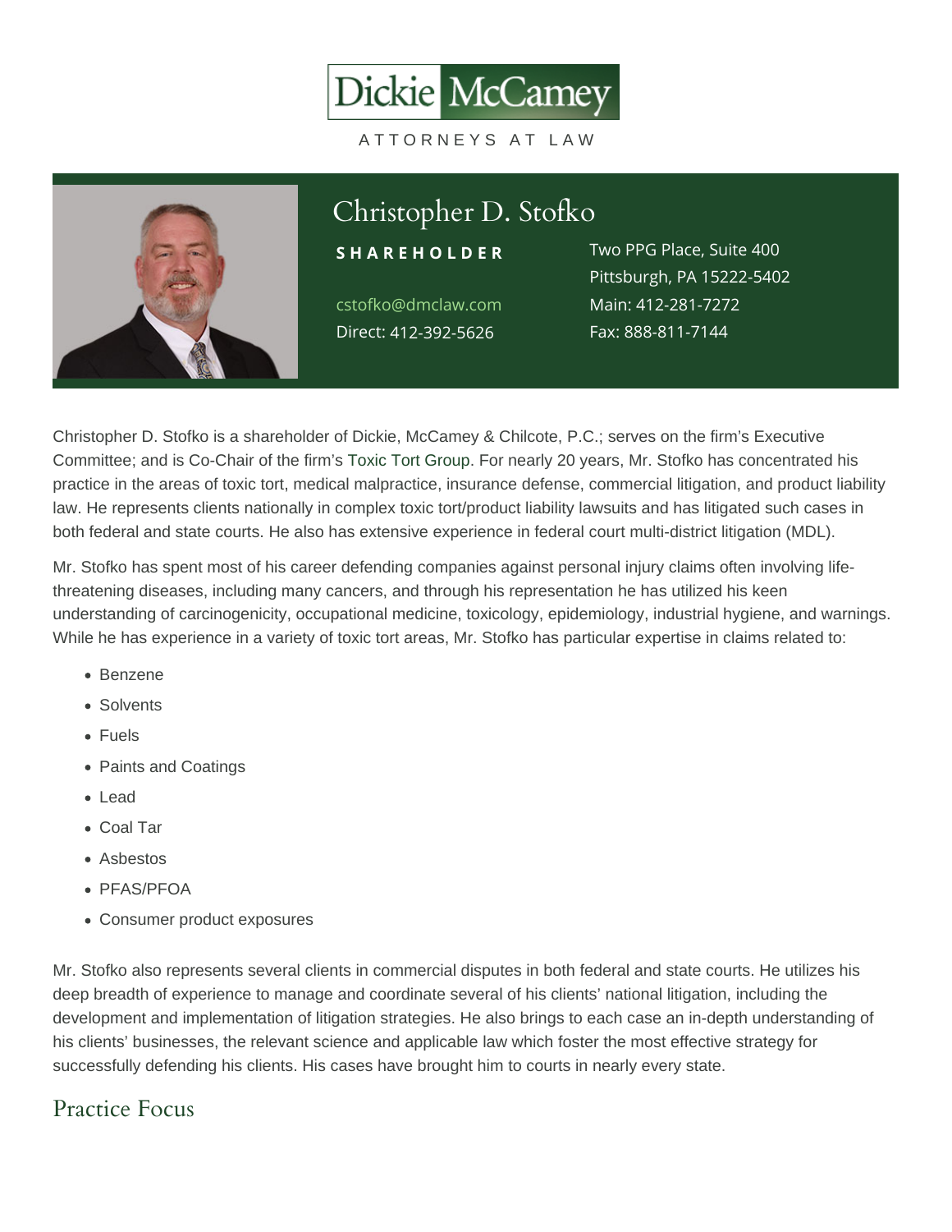Dickie McCamey

ATTORNEYS AT LAW

# Christopher D. Stofko

**SHAREHOLDER**

cstofko@dmclaw.com
Direct: 412-392-5626

Two PPG Place, Suite 400
Pittsburgh, PA 15222-5402
Main: 412-281-7272
Fax: 888-811-7144

Christopher D. Stofko is a shareholder of Dickie, McCamey & Chilcote, P.C.; serves on the firm's Executive Committee; and is Co-Chair of the firm's Toxic Tort Group. For nearly 20 years, Mr. Stofko has concentrated his practice in the areas of toxic tort, medical malpractice, insurance defense, commercial litigation, and product liability law. He represents clients nationally in complex toxic tort/product liability lawsuits and has litigated such cases in both federal and state courts. He also has extensive experience in federal court multi-district litigation (MDL).

Mr. Stofko has spent most of his career defending companies against personal injury claims often involving life-threatening diseases, including many cancers, and through his representation he has utilized his keen understanding of carcinogenicity, occupational medicine, toxicology, epidemiology, industrial hygiene, and warnings. While he has experience in a variety of toxic tort areas, Mr. Stofko has particular expertise in claims related to:

- Benzene
- Solvents
- Fuels
- Paints and Coatings
- Lead
- Coal Tar
- Asbestos
- PFAS/PFOA
- Consumer product exposures

Mr. Stofko also represents several clients in commercial disputes in both federal and state courts. He utilizes his deep breadth of experience to manage and coordinate several of his clients' national litigation, including the development and implementation of litigation strategies. He also brings to each case an in-depth understanding of his clients' businesses, the relevant science and applicable law which foster the most effective strategy for successfully defending his clients. His cases have brought him to courts in nearly every state.

## Practice Focus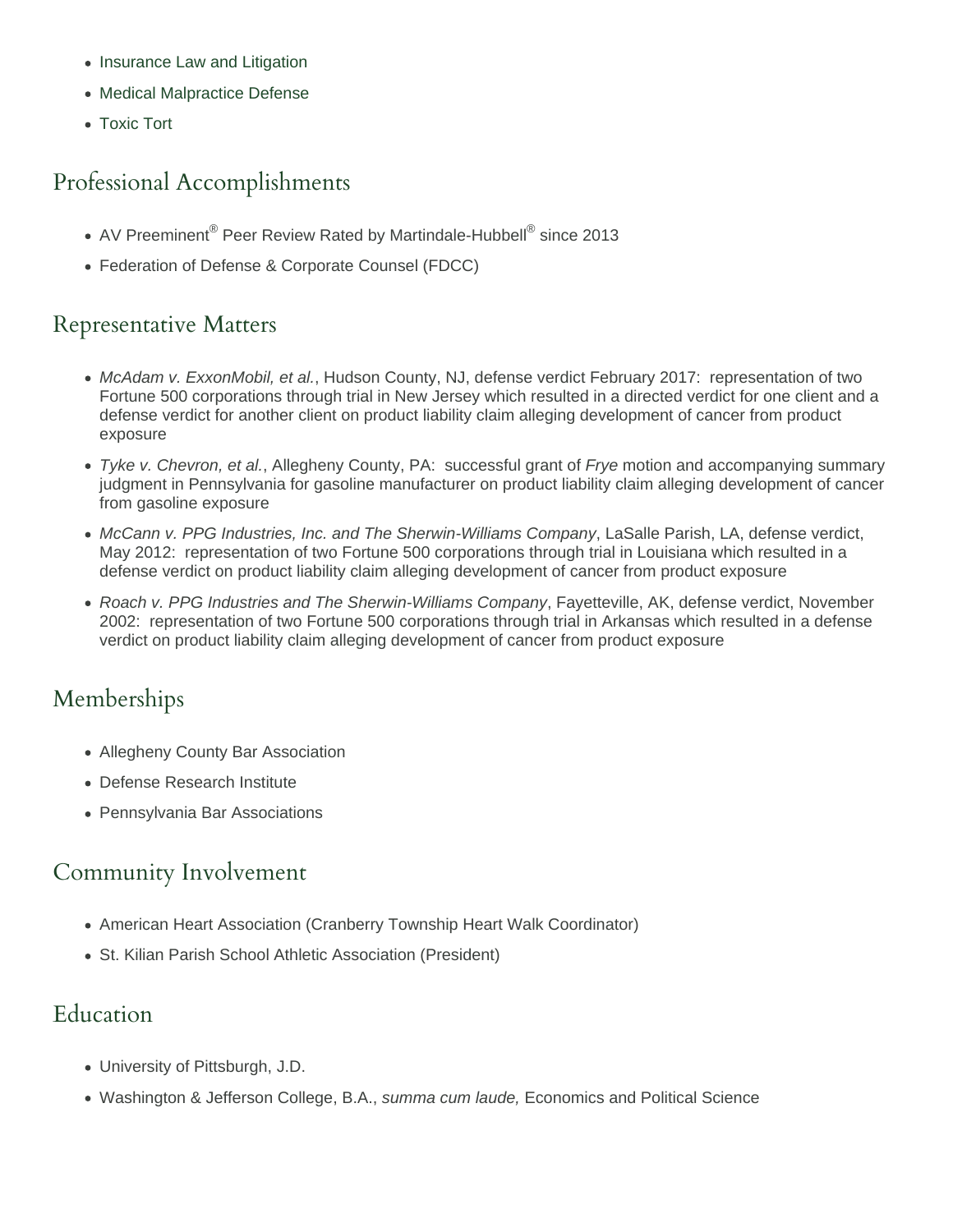- Insurance Law and Litigation
- Medical Malpractice Defense
- Toxic Tort

## Professional Accomplishments

- AV Preeminent® Peer Review Rated by Martindale-Hubbell® since 2013
- Federation of Defense & Corporate Counsel (FDCC)

## Representative Matters

- *McAdam v. ExxonMobil, et al.*, Hudson County, NJ, defense verdict February 2017: representation of two Fortune 500 corporations through trial in New Jersey which resulted in a directed verdict for one client and a defense verdict for another client on product liability claim alleging development of cancer from product exposure
- *Tyke v. Chevron, et al.*, Allegheny County, PA: successful grant of *Frye* motion and accompanying summary judgment in Pennsylvania for gasoline manufacturer on product liability claim alleging development of cancer from gasoline exposure
- *McCann v. PPG Industries, Inc. and The Sherwin-Williams Company*, LaSalle Parish, LA, defense verdict, May 2012: representation of two Fortune 500 corporations through trial in Louisiana which resulted in a defense verdict on product liability claim alleging development of cancer from product exposure
- *Roach v. PPG Industries and The Sherwin-Williams Company*, Fayetteville, AK, defense verdict, November 2002: representation of two Fortune 500 corporations through trial in Arkansas which resulted in a defense verdict on product liability claim alleging development of cancer from product exposure

## Memberships

- Allegheny County Bar Association
- Defense Research Institute
- Pennsylvania Bar Associations

## Community Involvement

- American Heart Association (Cranberry Township Heart Walk Coordinator)
- St. Kilian Parish School Athletic Association (President)

## Education

- University of Pittsburgh, J.D.
- Washington & Jefferson College, B.A., *summa cum laude,* Economics and Political Science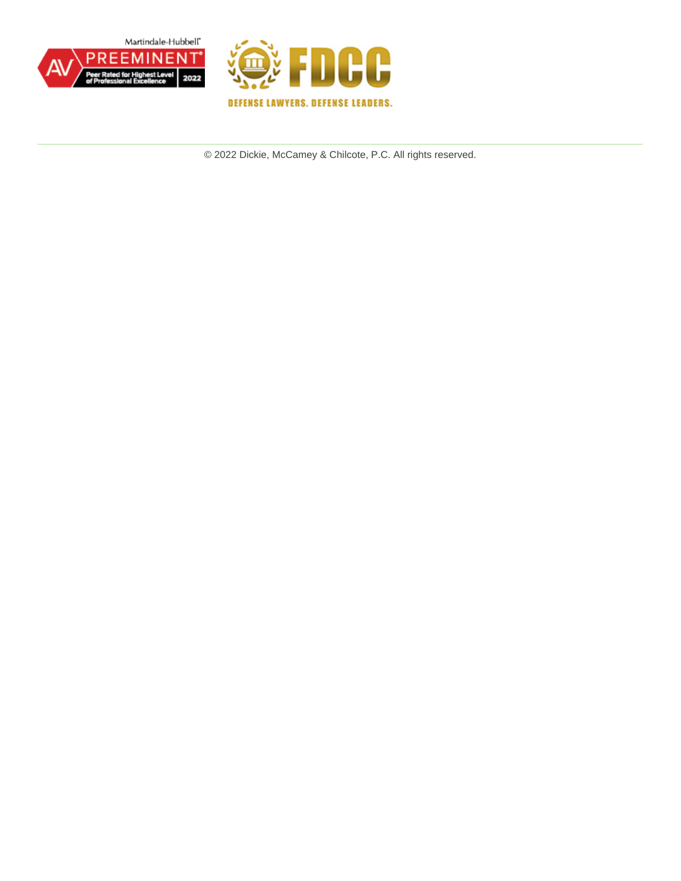Martindale-Hubbell

AV PREEMINENT

Peer Rated for Highest Level of Professional Excellence 2022

FDCC

DEFENSE LAWYERS. DEFENSE LEADERS.

---

© 2022 Dickie, McCamey & Chilcote, P.C. All rights reserved.